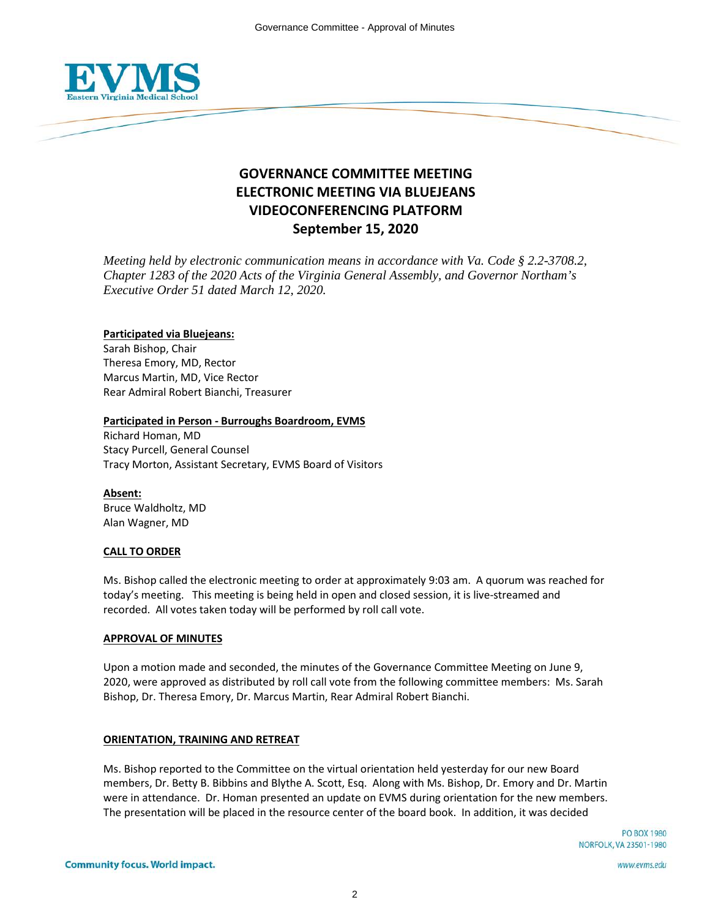# GOVERNANCE COMMITTEE MEETING
# ELECTRONIC MEETING VIA BLUEJEANS VIDEOCONFERENCING PLATFORM
# September 15, 2020

*Meeting held by electronic communication means in accordance with Va. Code § 2.2-3708.2, Chapter 1283 of the 2020 Acts of the Virginia General Assembly, and Governor Northam's Executive Order 51 dated March 12, 2020.*

**Participated via Bluejeans:**
Sarah Bishop, Chair
Theresa Emory, MD, Rector
Marcus Martin, MD, Vice Rector
Rear Admiral Robert Bianchi, Treasurer

**Participated in Person - Burroughs Boardroom, EVMS**
Richard Homan, MD
Stacy Purcell, General Counsel
Tracy Morton, Assistant Secretary, EVMS Board of Visitors

**Absent:**
Bruce Waldholtz, MD
Alan Wagner, MD

**CALL TO ORDER**

Ms. Bishop called the electronic meeting to order at approximately 9:03 am. A quorum was reached for today's meeting. This meeting is being held in open and closed session, it is live-streamed and recorded. All votes taken today will be performed by roll call vote.

**APPROVAL OF MINUTES**

Upon a motion made and seconded, the minutes of the Governance Committee Meeting on June 9, 2020, were approved as distributed by roll call vote from the following committee members: Ms. Sarah Bishop, Dr. Theresa Emory, Dr. Marcus Martin, Rear Admiral Robert Bianchi.

**ORIENTATION, TRAINING AND RETREAT**

Ms. Bishop reported to the Committee on the virtual orientation held yesterday for our new Board members, Dr. Betty B. Bibbins and Blythe A. Scott, Esq. Along with Ms. Bishop, Dr. Emory and Dr. Martin were in attendance. Dr. Homan presented an update on EVMS during orientation for the new members. The presentation will be placed in the resource center of the board book. In addition, it was decided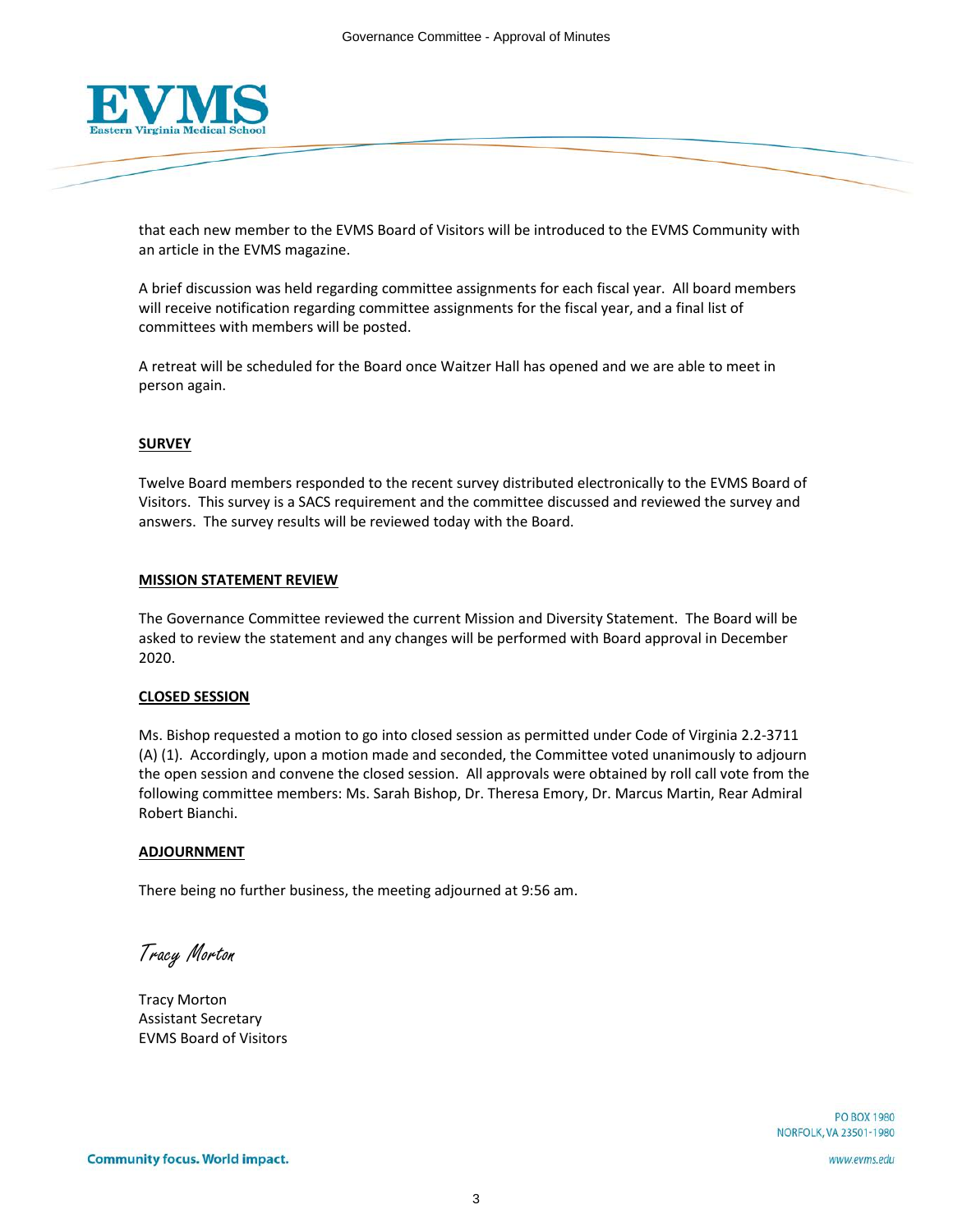that each new member to the EVMS Board of Visitors will be introduced to the EVMS Community with an article in the EVMS magazine.

A brief discussion was held regarding committee assignments for each fiscal year. All board members will receive notification regarding committee assignments for the fiscal year, and a final list of committees with members will be posted.

A retreat will be scheduled for the Board once Waitzer Hall has opened and we are able to meet in person again.

**SURVEY**

Twelve Board members responded to the recent survey distributed electronically to the EVMS Board of Visitors. This survey is a SACS requirement and the committee discussed and reviewed the survey and answers. The survey results will be reviewed today with the Board.

**MISSION STATEMENT REVIEW**

The Governance Committee reviewed the current Mission and Diversity Statement. The Board will be asked to review the statement and any changes will be performed with Board approval in December 2020.

**CLOSED SESSION**

Ms. Bishop requested a motion to go into closed session as permitted under Code of Virginia 2.2-3711 (A) (1). Accordingly, upon a motion made and seconded, the Committee voted unanimously to adjourn the open session and convene the closed session. All approvals were obtained by roll call vote from the following committee members: Ms. Sarah Bishop, Dr. Theresa Emory, Dr. Marcus Martin, Rear Admiral Robert Bianchi.

**ADJOURNMENT**

There being no further business, the meeting adjourned at 9:56 am.

*Tracy Morton*

Tracy Morton
Assistant Secretary
EVMS Board of Visitors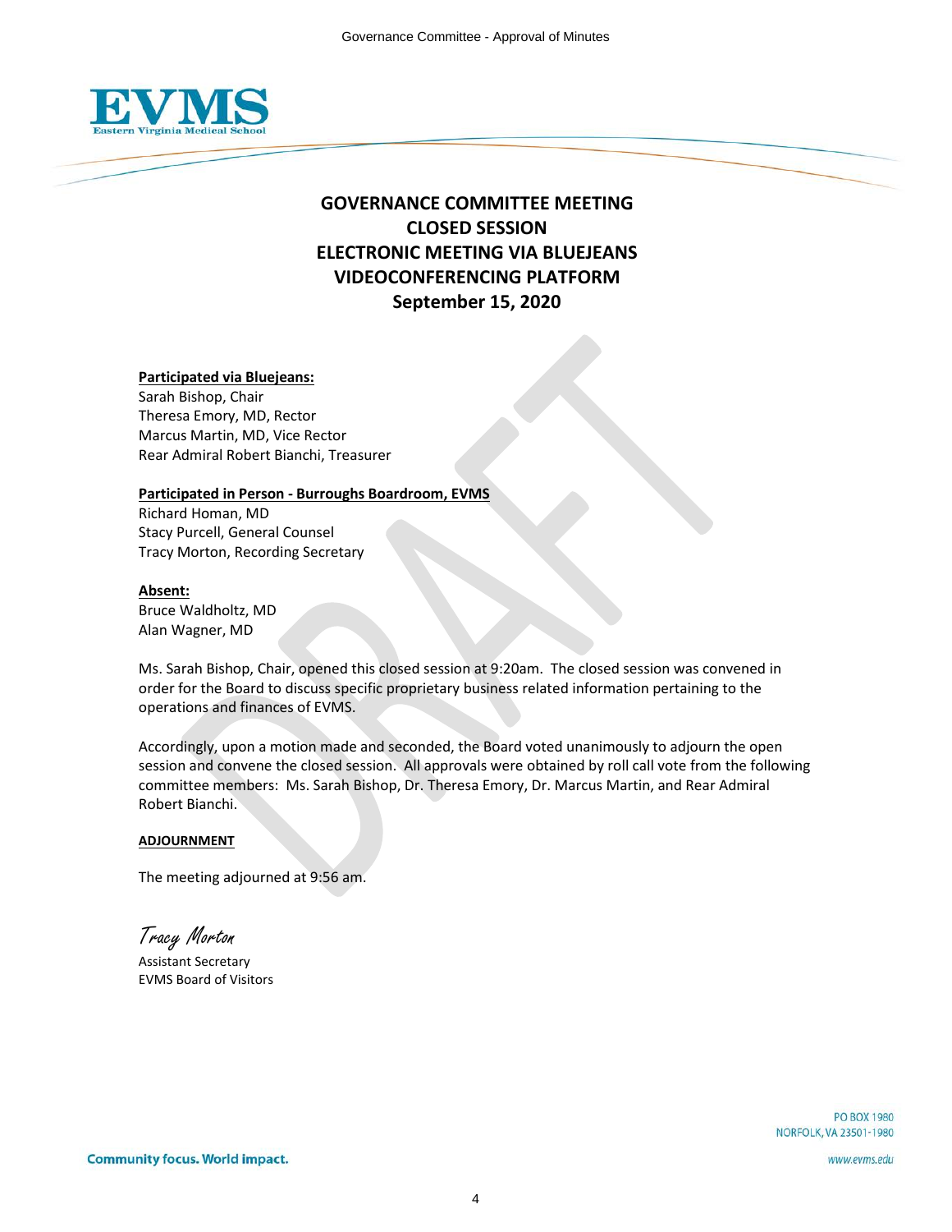# GOVERNANCE COMMITTEE MEETING
# CLOSED SESSION
# ELECTRONIC MEETING VIA BLUEJEANS VIDEOCONFERENCING PLATFORM
# September 15, 2020

**Participated via Bluejeans:**
Sarah Bishop, Chair
Theresa Emory, MD, Rector
Marcus Martin, MD, Vice Rector
Rear Admiral Robert Bianchi, Treasurer

**Participated in Person - Burroughs Boardroom, EVMS**
Richard Homan, MD
Stacy Purcell, General Counsel
Tracy Morton, Recording Secretary

**Absent:**
Bruce Waldholtz, MD
Alan Wagner, MD

Ms. Sarah Bishop, Chair, opened this closed session at 9:20am. The closed session was convened in order for the Board to discuss specific proprietary business related information pertaining to the operations and finances of EVMS.

Accordingly, upon a motion made and seconded, the Board voted unanimously to adjourn the open session and convene the closed session. All approvals were obtained by roll call vote from the following committee members: Ms. Sarah Bishop, Dr. Theresa Emory, Dr. Marcus Martin, and Rear Admiral Robert Bianchi.

**ADJOURNMENT**

The meeting adjourned at 9:56 am.

*Tracy Morton*
Assistant Secretary
EVMS Board of Visitors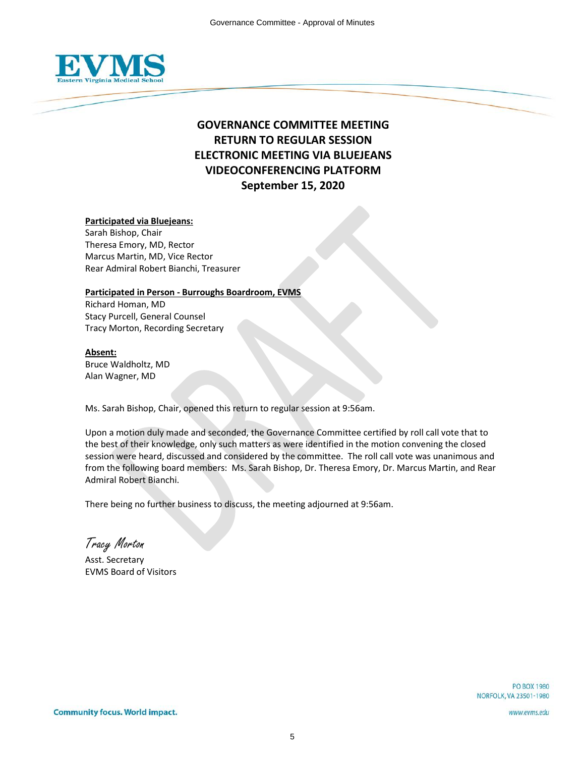# GOVERNANCE COMMITTEE MEETING
# RETURN TO REGULAR SESSION
# ELECTRONIC MEETING VIA BLUEJEANS VIDEOCONFERENCING PLATFORM
# September 15, 2020

**Participated via Bluejeans:**
Sarah Bishop, Chair
Theresa Emory, MD, Rector
Marcus Martin, MD, Vice Rector
Rear Admiral Robert Bianchi, Treasurer

**Participated in Person - Burroughs Boardroom, EVMS**
Richard Homan, MD
Stacy Purcell, General Counsel
Tracy Morton, Recording Secretary

**Absent:**
Bruce Waldholtz, MD
Alan Wagner, MD

Ms. Sarah Bishop, Chair, opened this return to regular session at 9:56am.

Upon a motion duly made and seconded, the Governance Committee certified by roll call vote that to the best of their knowledge, only such matters as were identified in the motion convening the closed session were heard, discussed and considered by the committee. The roll call vote was unanimous and from the following board members: Ms. Sarah Bishop, Dr. Theresa Emory, Dr. Marcus Martin, and Rear Admiral Robert Bianchi.

There being no further business to discuss, the meeting adjourned at 9:56am.

*Tracy Morton*
Asst. Secretary
EVMS Board of Visitors